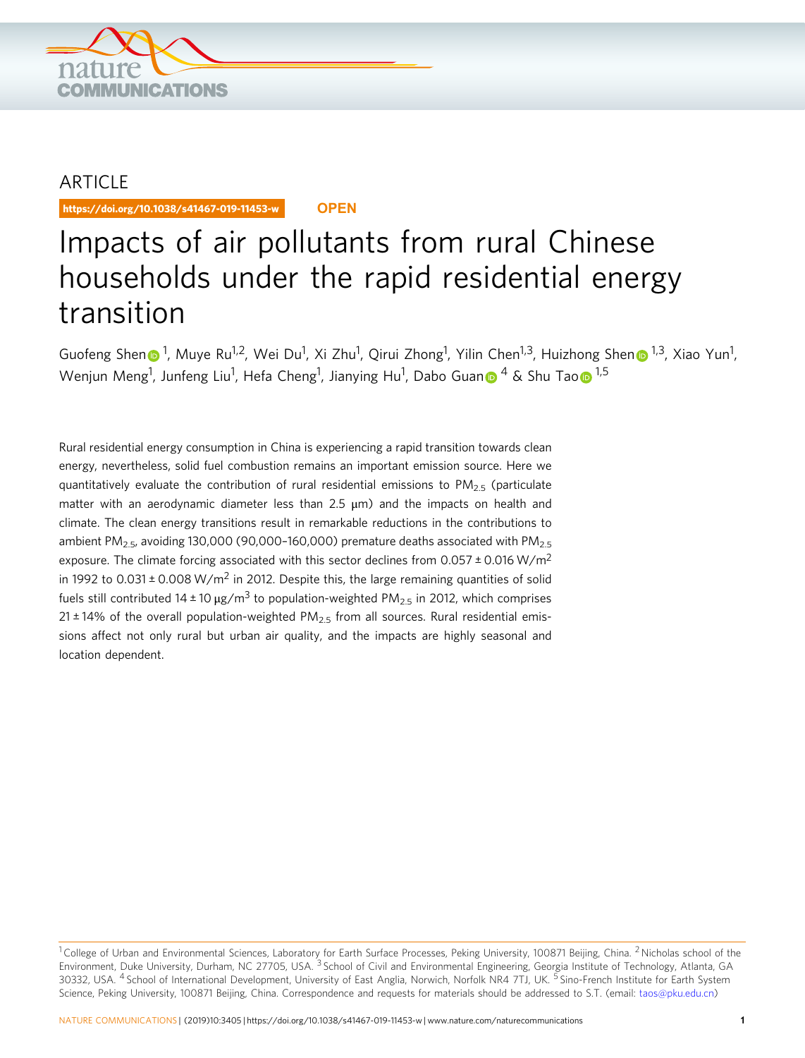ARTICLE

https://doi.org/10.1038/s41467-019-11453-w

OPEN

# Impacts of air pollutants from rural Chinese households under the rapid residential energy transition

Guofeng Shen[1], Muye Ru[1,2], Wei Du[1], Xi Zhu[1], Qirui Zhong[1], Yilin Chen[1,3], Huizhong Shen[1,3], Xiao Yun[1], Wenjun Meng[1], Junfeng Liu[1], Hefa Cheng[1], Jianying Hu[1], Dabo Guan[4] & Shu Tao[1,5]

Rural residential energy consumption in China is experiencing a rapid transition towards clean energy, nevertheless, solid fuel combustion remains an important emission source. Here we quantitatively evaluate the contribution of rural residential emissions to $PM_{2.5}$ (particulate matter with an aerodynamic diameter less than 2.5 μm) and the impacts on health and climate. The clean energy transitions result in remarkable reductions in the contributions to ambient $PM_{2.5}$, avoiding 130,000 (90,000–160,000) premature deaths associated with $PM_{2.5}$ exposure. The climate forcing associated with this sector declines from $0.057 \pm 0.016$ W/m$^2$ in 1992 to $0.031 \pm 0.008$ W/m$^2$ in 2012. Despite this, the large remaining quantities of solid fuels still contributed $14 \pm 10$ μg/m$^3$ to population-weighted $PM_{2.5}$ in 2012, which comprises $21 \pm 14\%$ of the overall population-weighted $PM_{2.5}$ from all sources. Rural residential emissions affect not only rural but urban air quality, and the impacts are highly seasonal and location dependent.

[1] College of Urban and Environmental Sciences, Laboratory for Earth Surface Processes, Peking University, 100871 Beijing, China. [2] Nicholas school of the Environment, Duke University, Durham, NC 27705, USA. [3] School of Civil and Environmental Engineering, Georgia Institute of Technology, Atlanta, GA 30332, USA. [4] School of International Development, University of East Anglia, Norwich, Norfolk NR4 7TJ, UK. [5] Sino-French Institute for Earth System Science, Peking University, 100871 Beijing, China. Correspondence and requests for materials should be addressed to S.T. (email: taos@pku.edu.cn)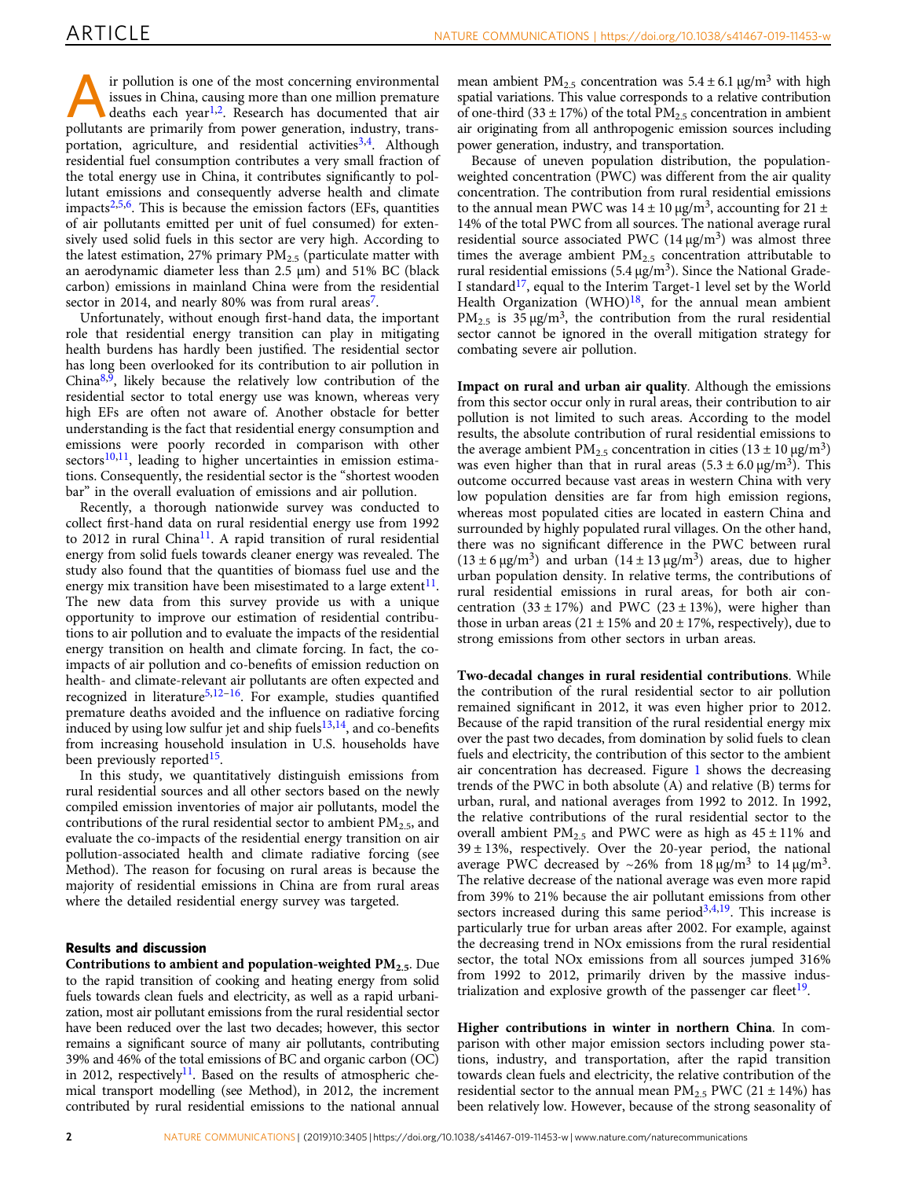Air pollution is one of the most concerning environmental issues in China, causing more than one million premature deaths each year[1,2]. Research has documented that air pollutants are primarily from power generation, industry, transportation, agriculture, and residential activities[3,4]. Although residential fuel consumption contributes a very small fraction of the total energy use in China, it contributes significantly to pollutant emissions and consequently adverse health and climate impacts[2,5,6]. This is because the emission factors (EFs, quantities of air pollutants emitted per unit of fuel consumed) for extensively used solid fuels in this sector are very high. According to the latest estimation, 27% primary $PM_{2.5}$ (particulate matter with an aerodynamic diameter less than 2.5 μm) and 51% BC (black carbon) emissions in mainland China were from the residential sector in 2014, and nearly 80% was from rural areas[7].

Unfortunately, without enough first-hand data, the important role that residential energy transition can play in mitigating health burdens has hardly been justified. The residential sector has long been overlooked for its contribution to air pollution in China[8,9], likely because the relatively low contribution of the residential sector to total energy use was known, whereas very high EFs are often not aware of. Another obstacle for better understanding is the fact that residential energy consumption and emissions were poorly recorded in comparison with other sectors[10,11], leading to higher uncertainties in emission estimations. Consequently, the residential sector is the "shortest wooden bar" in the overall evaluation of emissions and air pollution.

Recently, a thorough nationwide survey was conducted to collect first-hand data on rural residential energy use from 1992 to 2012 in rural China[11]. A rapid transition of rural residential energy from solid fuels towards cleaner energy was revealed. The study also found that the quantities of biomass fuel use and the energy mix transition have been misestimated to a large extent[11]. The new data from this survey provide us with a unique opportunity to improve our estimation of residential contributions to air pollution and to evaluate the impacts of the residential energy transition on health and climate forcing. In fact, the co-impacts of air pollution and co-benefits of emission reduction on health- and climate-relevant air pollutants are often expected and recognized in literature[5,12–16]. For example, studies quantified premature deaths avoided and the influence on radiative forcing induced by using low sulfur jet and ship fuels[13,14], and co-benefits from increasing household insulation in U.S. households have been previously reported[15].

In this study, we quantitatively distinguish emissions from rural residential sources and all other sectors based on the newly compiled emission inventories of major air pollutants, model the contributions of the rural residential sector to ambient $PM_{2.5}$, and evaluate the co-impacts of the residential energy transition on air pollution-associated health and climate radiative forcing (see Method). The reason for focusing on rural areas is because the majority of residential emissions in China are from rural areas where the detailed residential energy survey was targeted.

## Results and discussion

**Contributions to ambient and population-weighted $PM_{2.5}$.** Due to the rapid transition of cooking and heating energy from solid fuels towards clean fuels and electricity, as well as a rapid urbanization, most air pollutant emissions from the rural residential sector have been reduced over the last two decades; however, this sector remains a significant source of many air pollutants, contributing 39% and 46% of the total emissions of BC and organic carbon (OC) in 2012, respectively[11]. Based on the results of atmospheric chemical transport modelling (see Method), in 2012, the increment contributed by rural residential emissions to the national annual mean ambient $PM_{2.5}$ concentration was $5.4 \pm 6.1$ μg/m$^3$ with high spatial variations. This value corresponds to a relative contribution of one-third ($33 \pm 17\%$) of the total $PM_{2.5}$ concentration in ambient air originating from all anthropogenic emission sources including power generation, industry, and transportation.

Because of uneven population distribution, the population-weighted concentration (PWC) was different from the air quality concentration. The contribution from rural residential emissions to the annual mean PWC was $14 \pm 10$ μg/m$^3$, accounting for $21 \pm 14\%$ of the total PWC from all sources. The national average rural residential source associated PWC (14 μg/m$^3$) was almost three times the average ambient $PM_{2.5}$ concentration attributable to rural residential emissions (5.4 μg/m$^3$). Since the National Grade-I standard[17], equal to the Interim Target-1 level set by the World Health Organization (WHO)[18], for the annual mean ambient $PM_{2.5}$ is 35 μg/m$^3$, the contribution from the rural residential sector cannot be ignored in the overall mitigation strategy for combating severe air pollution.

**Impact on rural and urban air quality.** Although the emissions from this sector occur only in rural areas, their contribution to air pollution is not limited to such areas. According to the model results, the absolute contribution of rural residential emissions to the average ambient $PM_{2.5}$ concentration in cities ($13 \pm 10$ μg/m$^3$) was even higher than that in rural areas ($5.3 \pm 6.0$ μg/m$^3$). This outcome occurred because vast areas in western China with very low population densities are far from high emission regions, whereas most populated cities are located in eastern China and surrounded by highly populated rural villages. On the other hand, there was no significant difference in the PWC between rural ($13 \pm 6$ μg/m$^3$) and urban ($14 \pm 13$ μg/m$^3$) areas, due to higher urban population density. In relative terms, the contributions of rural residential emissions in rural areas, for both air concentration ($33 \pm 17\%$) and PWC ($23 \pm 13\%$), were higher than those in urban areas ($21 \pm 15\%$ and $20 \pm 17\%$, respectively), due to strong emissions from other sectors in urban areas.

**Two-decadal changes in rural residential contributions.** While the contribution of the rural residential sector to air pollution remained significant in 2012, it was even higher prior to 2012. Because of the rapid transition of the rural residential energy mix over the past two decades, from domination by solid fuels to clean fuels and electricity, the contribution of this sector to the ambient air concentration has decreased. Figure 1 shows the decreasing trends of the PWC in both absolute (A) and relative (B) terms for urban, rural, and national averages from 1992 to 2012. In 1992, the relative contributions of the rural residential sector to the overall ambient $PM_{2.5}$ and PWC were as high as $45 \pm 11\%$ and $39 \pm 13\%$, respectively. Over the 20-year period, the national average PWC decreased by ~26% from 18 μg/m$^3$ to 14 μg/m$^3$. The relative decrease of the national average was even more rapid from 39% to 21% because the air pollutant emissions from other sectors increased during this same period[3,4,19]. This increase is particularly true for urban areas after 2002. For example, against the decreasing trend in NOx emissions from the rural residential sector, the total NOx emissions from all sources jumped 316% from 1992 to 2012, primarily driven by the massive industrialization and explosive growth of the passenger car fleet[19].

**Higher contributions in winter in northern China.** In comparison with other major emission sectors including power stations, industry, and transportation, after the rapid transition towards clean fuels and electricity, the relative contribution of the residential sector to the annual mean $PM_{2.5}$ PWC ($21 \pm 14\%$) has been relatively low. However, because of the strong seasonality of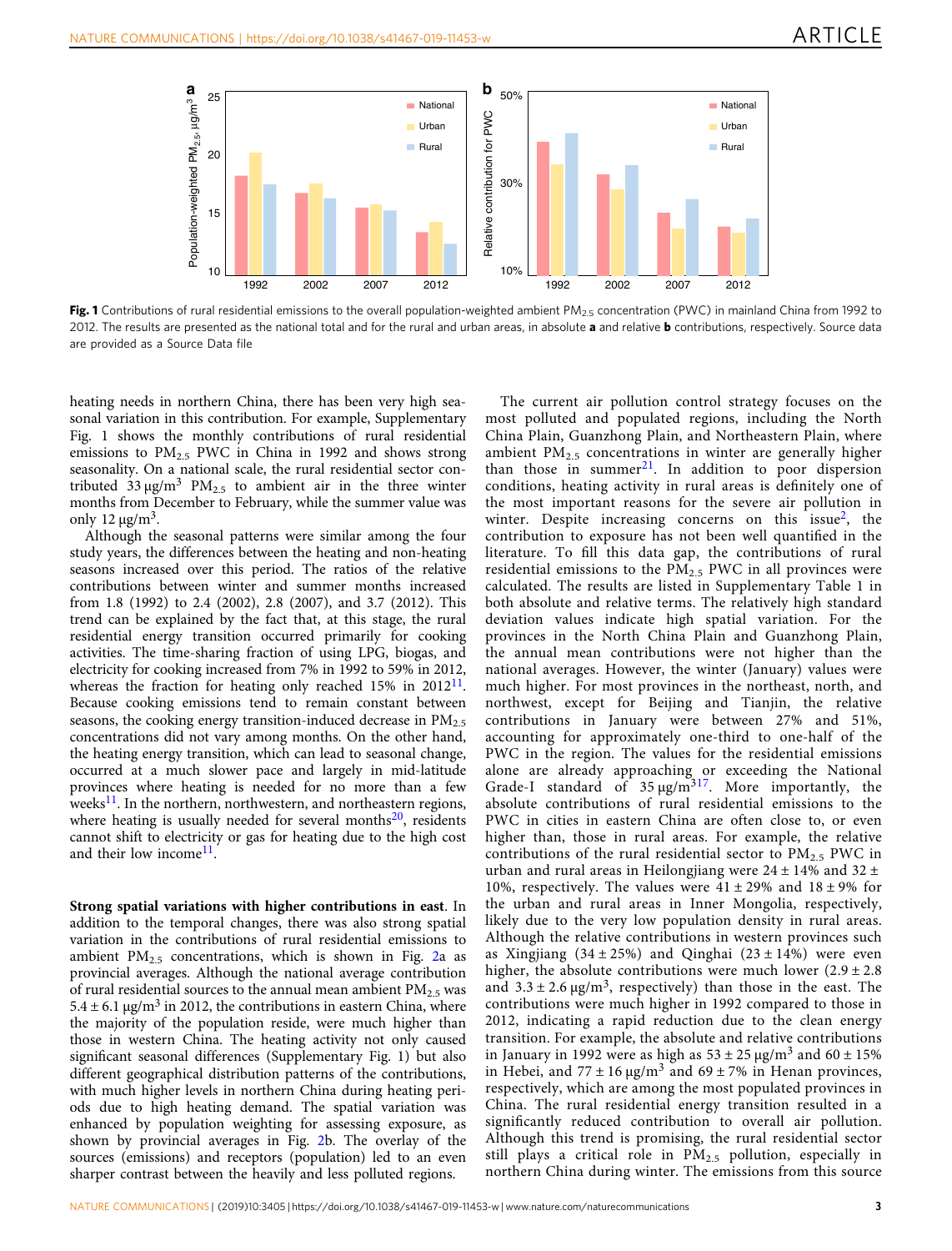Fig. 1 Contributions of rural residential emissions to the overall population-weighted ambient $PM_{2.5}$ concentration (PWC) in mainland China from 1992 to 2012. The results are presented as the national total and for the rural and urban areas, in absolute **a** and relative **b** contributions, respectively. Source data are provided as a Source Data file

heating needs in northern China, there has been very high seasonal variation in this contribution. For example, Supplementary Fig. 1 shows the monthly contributions of rural residential emissions to $PM_{2.5}$ PWC in China in 1992 and shows strong seasonality. On a national scale, the rural residential sector contributed 33 μg/m$^3$ $PM_{2.5}$ to ambient air in the three winter months from December to February, while the summer value was only 12 μg/m$^3$.

Although the seasonal patterns were similar among the four study years, the differences between the heating and non-heating seasons increased over this period. The ratios of the relative contributions between winter and summer months increased from 1.8 (1992) to 2.4 (2002), 2.8 (2007), and 3.7 (2012). This trend can be explained by the fact that, at this stage, the rural residential energy transition occurred primarily for cooking activities. The time-sharing fraction of using LPG, biogas, and electricity for cooking increased from 7% in 1992 to 59% in 2012, whereas the fraction for heating only reached 15% in 2012[11]. Because cooking emissions tend to remain constant between seasons, the cooking energy transition-induced decrease in $PM_{2.5}$ concentrations did not vary among months. On the other hand, the heating energy transition, which can lead to seasonal change, occurred at a much slower pace and largely in mid-latitude provinces where heating is needed for no more than a few weeks[11]. In the northern, northwestern, and northeastern regions, where heating is usually needed for several months[20], residents cannot shift to electricity or gas for heating due to the high cost and their low income[11].

**Strong spatial variations with higher contributions in east**. In addition to the temporal changes, there was also strong spatial variation in the contributions of rural residential emissions to ambient $PM_{2.5}$ concentrations, which is shown in Fig. 2a as provincial averages. Although the national average contribution of rural residential sources to the annual mean ambient $PM_{2.5}$ was 5.4 ± 6.1 μg/m$^3$ in 2012, the contributions in eastern China, where the majority of the population reside, were much higher than those in western China. The heating activity not only caused significant seasonal differences (Supplementary Fig. 1) but also different geographical distribution patterns of the contributions, with much higher levels in northern China during heating periods due to high heating demand. The spatial variation was enhanced by population weighting for assessing exposure, as shown by provincial averages in Fig. 2b. The overlay of the sources (emissions) and receptors (population) led to an even sharper contrast between the heavily and less polluted regions.

The current air pollution control strategy focuses on the most polluted and populated regions, including the North China Plain, Guanzhong Plain, and Northeastern Plain, where ambient $PM_{2.5}$ concentrations in winter are generally higher than those in summer[21]. In addition to poor dispersion conditions, heating activity in rural areas is definitely one of the most important reasons for the severe air pollution in winter. Despite increasing concerns on this issue[2], the contribution to exposure has not been well quantified in the literature. To fill this data gap, the contributions of rural residential emissions to the $PM_{2.5}$ PWC in all provinces were calculated. The results are listed in Supplementary Table 1 in both absolute and relative terms. The relatively high standard deviation values indicate high spatial variation. For the provinces in the North China Plain and Guanzhong Plain, the annual mean contributions were not higher than the national averages. However, the winter (January) values were much higher. For most provinces in the northeast, north, and northwest, except for Beijing and Tianjin, the relative contributions in January were between 27% and 51%, accounting for approximately one-third to one-half of the PWC in the region. The values for the residential emissions alone are already approaching or exceeding the National Grade-I standard of 35 μg/m$^3$[17]. More importantly, the absolute contributions of rural residential emissions to the PWC in cities in eastern China are often close to, or even higher than, those in rural areas. For example, the relative contributions of the rural residential sector to $PM_{2.5}$ PWC in urban and rural areas in Heilongjiang were 24 ± 14% and 32 ± 10%, respectively. The values were 41 ± 29% and 18 ± 9% for the urban and rural areas in Inner Mongolia, respectively, likely due to the very low population density in rural areas. Although the relative contributions in western provinces such as Xingjiang (34 ± 25%) and Qinghai (23 ± 14%) were even higher, the absolute contributions were much lower (2.9 ± 2.8 and 3.3 ± 2.6 μg/m$^3$, respectively) than those in the east. The contributions were much higher in 1992 compared to those in 2012, indicating a rapid reduction due to the clean energy transition. For example, the absolute and relative contributions in January in 1992 were as high as 53 ± 25 μg/m$^3$ and 60 ± 15% in Hebei, and 77 ± 16 μg/m$^3$ and 69 ± 7% in Henan provinces, respectively, which are among the most populated provinces in China. The rural residential energy transition resulted in a significantly reduced contribution to overall air pollution. Although this trend is promising, the rural residential sector still plays a critical role in $PM_{2.5}$ pollution, especially in northern China during winter. The emissions from this source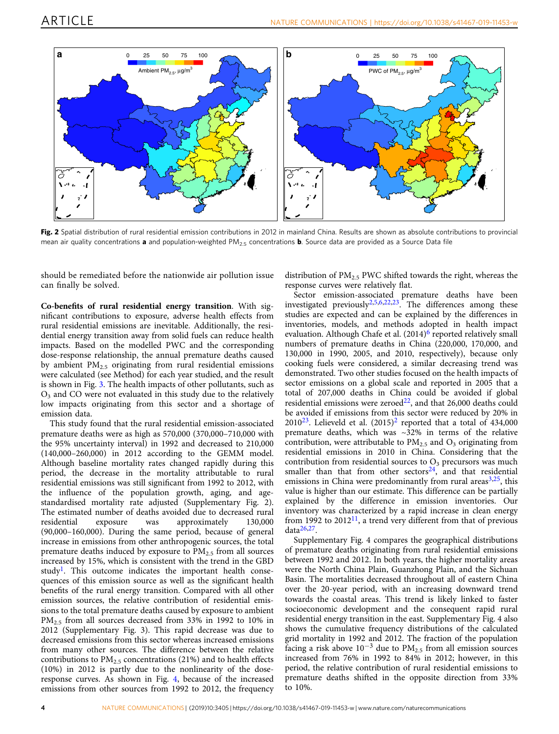Fig. 2 Spatial distribution of rural residential emission contributions in 2012 in mainland China. Results are shown as absolute contributions to provincial mean air quality concentrations **a** and population-weighted $PM_{2.5}$ concentrations **b**. Source data are provided as a Source Data file

should be remediated before the nationwide air pollution issue can finally be solved.

**Co-benefits of rural residential energy transition**. With significant contributions to exposure, adverse health effects from rural residential emissions are inevitable. Additionally, the residential energy transition away from solid fuels can reduce health impacts. Based on the modelled PWC and the corresponding dose-response relationship, the annual premature deaths caused by ambient $PM_{2.5}$ originating from rural residential emissions were calculated (see Method) for each year studied, and the result is shown in Fig. 3. The health impacts of other pollutants, such as $O_3$ and CO were not evaluated in this study due to the relatively low impacts originating from this sector and a shortage of emission data.

This study found that the rural residential emission-associated premature deaths were as high as 570,000 (370,000–710,000 with the 95% uncertainty interval) in 1992 and decreased to 210,000 (140,000–260,000) in 2012 according to the GEMM model. Although baseline mortality rates changed rapidly during this period, the decrease in the mortality attributable to rural residential emissions was still significant from 1992 to 2012, with the influence of the population growth, aging, and age-standardised mortality rate adjusted (Supplementary Fig. 2). The estimated number of deaths avoided due to decreased rural residential exposure was approximately 130,000 (90,000–160,000). During the same period, because of general increase in emissions from other anthropogenic sources, the total premature deaths induced by exposure to $PM_{2.5}$ from all sources increased by 15%, which is consistent with the trend in the GBD study[1]. This outcome indicates the important health consequences of this emission source as well as the significant health benefits of the rural energy transition. Compared with all other emission sources, the relative contribution of residential emissions to the total premature deaths caused by exposure to ambient $PM_{2.5}$ from all sources decreased from 33% in 1992 to 10% in 2012 (Supplementary Fig. 3). This rapid decrease was due to decreased emissions from this sector whereas increased emissions from many other sources. The difference between the relative contributions to $PM_{2.5}$ concentrations (21%) and to health effects (10%) in 2012 is partly due to the nonlinearity of the dose-response curves. As shown in Fig. 4, because of the increased emissions from other sources from 1992 to 2012, the frequency distribution of $PM_{2.5}$ PWC shifted towards the right, whereas the response curves were relatively flat.

Sector emission-associated premature deaths have been investigated previously[2,5,6,22,23]. The differences among these studies are expected and can be explained by the differences in inventories, models, and methods adopted in health impact evaluation. Although Chafe et al. (2014)[6] reported relatively small numbers of premature deaths in China (220,000, 170,000, and 130,000 in 1990, 2005, and 2010, respectively), because only cooking fuels were considered, a similar decreasing trend was demonstrated. Two other studies focused on the health impacts of sector emissions on a global scale and reported in 2005 that a total of 207,000 deaths in China could be avoided if global residential emissions were zeroed[22], and that 26,000 deaths could be avoided if emissions from this sector were reduced by 20% in 2010[23]. Lelieveld et al. (2015)[2] reported that a total of 434,000 premature deaths, which was ~32% in terms of the relative contribution, were attributable to $PM_{2.5}$ and $O_3$ originating from residential emissions in 2010 in China. Considering that the contribution from residential sources to $O_3$ precursors was much smaller than that from other sectors[24], and that residential emissions in China were predominantly from rural areas[3,25], this value is higher than our estimate. This difference can be partially explained by the difference in emission inventories. Our inventory was characterized by a rapid increase in clean energy from 1992 to 2012[11], a trend very different from that of previous data[26,27].

Supplementary Fig. 4 compares the geographical distributions of premature deaths originating from rural residential emissions between 1992 and 2012. In both years, the higher mortality areas were the North China Plain, Guanzhong Plain, and the Sichuan Basin. The mortalities decreased throughout all of eastern China over the 20-year period, with an increasing downward trend towards the coastal areas. This trend is likely linked to faster socioeconomic development and the consequent rapid rural residential energy transition in the east. Supplementary Fig. 4 also shows the cumulative frequency distributions of the calculated grid mortality in 1992 and 2012. The fraction of the population facing a risk above $10^{-3}$ due to $PM_{2.5}$ from all emission sources increased from 76% in 1992 to 84% in 2012; however, in this period, the relative contribution of rural residential emissions to premature deaths shifted in the opposite direction from 33% to 10%.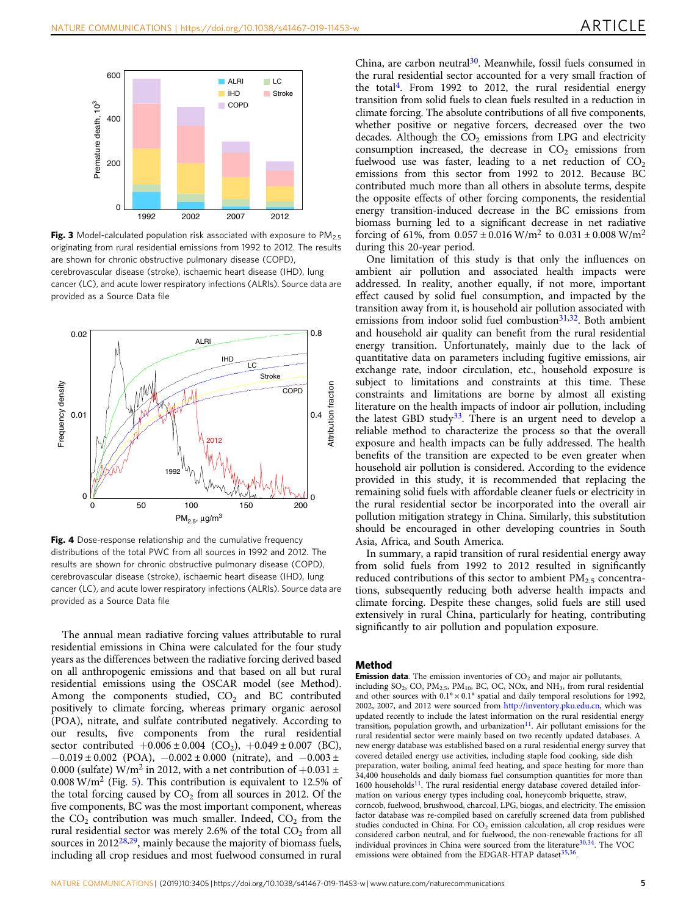**Fig. 3** Model-calculated population risk associated with exposure to $PM_{2.5}$ originating from rural residential emissions from 1992 to 2012. The results are shown for chronic obstructive pulmonary disease (COPD), cerebrovascular disease (stroke), ischaemic heart disease (IHD), lung cancer (LC), and acute lower respiratory infections (ALRIs). Source data are provided as a Source Data file

**Fig. 4** Dose-response relationship and the cumulative frequency distributions of the total PWC from all sources in 1992 and 2012. The results are shown for chronic obstructive pulmonary disease (COPD), cerebrovascular disease (stroke), ischaemic heart disease (IHD), lung cancer (LC), and acute lower respiratory infections (ALRIs). Source data are provided as a Source Data file

The annual mean radiative forcing values attributable to rural residential emissions in China were calculated for the four study years as the differences between the radiative forcing derived based on all anthropogenic emissions and that based on all but rural residential emissions using the OSCAR model (see Method). Among the components studied, $CO_2$ and BC contributed positively to climate forcing, whereas primary organic aerosol (POA), nitrate, and sulfate contributed negatively. According to our results, five components from the rural residential sector contributed $+0.006 \pm 0.004$ ($CO_2$), $+0.049 \pm 0.007$ (BC), $-0.019 \pm 0.002$ (POA), $-0.002 \pm 0.000$ (nitrate), and $-0.003 \pm 0.000$ (sulfate) $W/m^2$ in 2012, with a net contribution of $+0.031 \pm 0.008$ $W/m^2$ (Fig. 5). This contribution is equivalent to 12.5% of the total forcing caused by $CO_2$ from all sources in 2012. Of the five components, BC was the most important component, whereas the $CO_2$ contribution was much smaller. Indeed, $CO_2$ from the rural residential sector was merely 2.6% of the total $CO_2$ from all sources in 2012[28,29], mainly because the majority of biomass fuels, including all crop residues and most fuelwood consumed in rural China, are carbon neutral[30]. Meanwhile, fossil fuels consumed in the rural residential sector accounted for a very small fraction of the total[4]. From 1992 to 2012, the rural residential energy transition from solid fuels to clean fuels resulted in a reduction in climate forcing. The absolute contributions of all five components, whether positive or negative forcers, decreased over the two decades. Although the $CO_2$ emissions from LPG and electricity consumption increased, the decrease in $CO_2$ emissions from fuelwood use was faster, leading to a net reduction of $CO_2$ emissions from this sector from 1992 to 2012. Because BC contributed much more than all others in absolute terms, despite the opposite effects of other forcing components, the residential energy transition-induced decrease in the BC emissions from biomass burning led to a significant decrease in net radiative forcing of 61%, from $0.057 \pm 0.016$ $W/m^2$ to $0.031 \pm 0.008$ $W/m^2$ during this 20-year period.

One limitation of this study is that only the influences on ambient air pollution and associated health impacts were addressed. In reality, another equally, if not more, important effect caused by solid fuel consumption, and impacted by the transition away from it, is household air pollution associated with emissions from indoor solid fuel combustion[31,32]. Both ambient and household air quality can benefit from the rural residential energy transition. Unfortunately, mainly due to the lack of quantitative data on parameters including fugitive emissions, air exchange rate, indoor circulation, etc., household exposure is subject to limitations and constraints at this time. These constraints and limitations are borne by almost all existing literature on the health impacts of indoor air pollution, including the latest GBD study[33]. There is an urgent need to develop a reliable method to characterize the process so that the overall exposure and health impacts can be fully addressed. The health benefits of the transition are expected to be even greater when household air pollution is considered. According to the evidence provided in this study, it is recommended that replacing the remaining solid fuels with affordable cleaner fuels or electricity in the rural residential sector be incorporated into the overall air pollution mitigation strategy in China. Similarly, this substitution should be encouraged in other developing countries in South Asia, Africa, and South America.

In summary, a rapid transition of rural residential energy away from solid fuels from 1992 to 2012 resulted in significantly reduced contributions of this sector to ambient $PM_{2.5}$ concentrations, subsequently reducing both adverse health impacts and climate forcing. Despite these changes, solid fuels are still used extensively in rural China, particularly for heating, contributing significantly to air pollution and population exposure.

## Method

**Emission data**. The emission inventories of $CO_2$ and major air pollutants, including $SO_2$, CO, $PM_{2.5}$, $PM_{10}$, BC, OC, NOx, and $NH_3$, from rural residential and other sources with $0.1° \times 0.1°$ spatial and daily temporal resolutions for 1992, 2002, 2007, and 2012 were sourced from http://inventory.pku.edu.cn, which was updated recently to include the latest information on the rural residential energy transition, population growth, and urbanization[11]. Air pollutant emissions for the rural residential sector were mainly based on two recently updated databases. A new energy database was established based on a rural residential energy survey that covered detailed energy use activities, including staple food cooking, side dish preparation, water boiling, animal feed heating, and space heating for more than 34,400 households and daily biomass fuel consumption quantities for more than 1600 households[11]. The rural residential energy database covered detailed information on various energy types including coal, honeycomb briquette, straw, corncob, fuelwood, brushwood, charcoal, LPG, biogas, and electricity. The emission factor database was re-compiled based on carefully screened data from published studies conducted in China. For $CO_2$ emission calculation, all crop residues were considered carbon neutral, and for fuelwood, the non-renewable fractions for all individual provinces in China were sourced from the literature[30,34]. The VOC emissions were obtained from the EDGAR-HTAP dataset[35,36].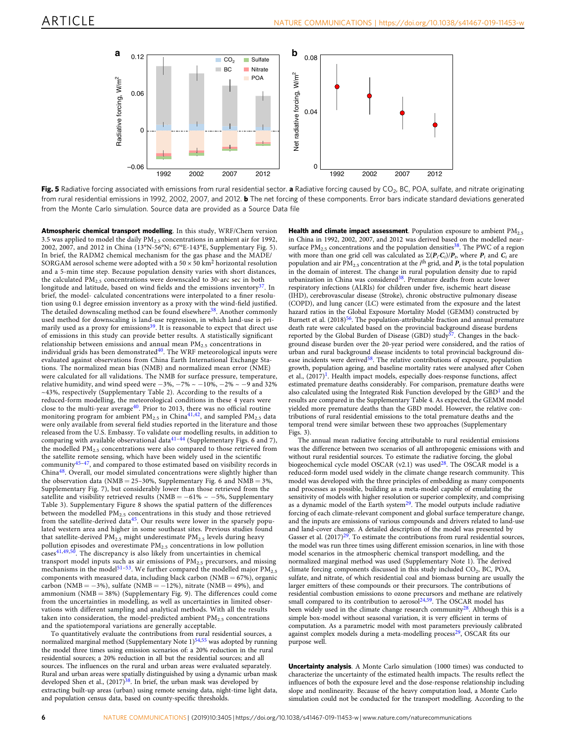Fig. 5 Radiative forcing associated with emissions from rural residential sector. **a** Radiative forcing caused by $CO_2$, BC, POA, sulfate, and nitrate originating from rural residential emissions in 1992, 2002, 2007, and 2012. **b** The net forcing of these components. Error bars indicate standard deviations generated from the Monte Carlo simulation. Source data are provided as a Source Data file

**Atmospheric chemical transport modelling**. In this study, WRF/Chem version 3.5 was applied to model the daily $PM_{2.5}$ concentrations in ambient air for 1992, 2002, 2007, and 2012 in China (13°N-56°N; 67°E-143°E, Supplementary Fig. 5). In brief, the RADM2 chemical mechanism for the gas phase and the MADE/SORGAM aerosol scheme were adopted with a $50 \times 50$ km$^2$ horizontal resolution and a 5-min time step. Because population density varies with short distances, the calculated $PM_{2.5}$ concentrations were downscaled to 30-arc sec in both longitude and latitude, based on wind fields and the emissions inventory[37]. In brief, the model- calculated concentrations were interpolated to a finer resolution using 0.1 degree emission inventory as a proxy with the wind-field justified. The detailed downscaling method can be found elsewhere[38]. Another commonly used method for downscaling is land-use regression, in which land-use is primarily used as a proxy for emissions[39]. It is reasonable to expect that direct use of emissions in this study can provide better results. A statistically significant relationship between emissions and annual mean $PM_{2.5}$ concentrations in individual grids has been demonstrated[40]. The WRF meteorological inputs were evaluated against observations from China Earth International Exchange Stations. The normalized mean bias (NMB) and normalized mean error (NME) were calculated for all validations. The NMB for surface pressure, temperature, relative humidity, and wind speed were −3%, −7% ~ −10%, −2% ~ −9 and 32% ~43%, respectively (Supplementary Table 2). According to the results of a reduced-form modelling, the meteorological conditions in these 4 years were close to the multi-year average[40]. Prior to 2013, there was no official routine monitoring program for ambient $PM_{2.5}$ in China[41,42], and sampled $PM_{2.5}$ data were only available from several field studies reported in the literature and those released from the U.S. Embassy. To validate our modelling results, in addition to comparing with available observational data[41–44] (Supplementary Figs. 6 and 7), the modelled $PM_{2.5}$ concentrations were also compared to those retrieved from the satellite remote sensing, which have been widely used in the scientific community[45–47], and compared to those estimated based on visibility records in China[48]. Overall, our model simulated concentrations were slightly higher than the observation data (NMB = 25–30%, Supplementary Fig. 6 and NMB = 3%, Supplementary Fig. 7), but considerably lower than those retrieved from the satellite and visibility retrieved results (NMB = −61% ~ −5%, Supplementary Table 3). Supplementary Figure 8 shows the spatial pattern of the differences between the modelled $PM_{2.5}$ concentrations in this study and those retrieved from the satellite-derived data[45]. Our results were lower in the sparsely populated western area and higher in some southeast sites. Previous studies found that satellite-derived $PM_{2.5}$ might underestimate $PM_{2.5}$ levels during heavy pollution episodes and overestimate $PM_{2.5}$ concentrations in low pollution cases[41,49,50]. The discrepancy is also likely from uncertainties in chemical transport model inputs such as air emissions of $PM_{2.5}$ precursors, and missing mechanisms in the model[51–53]. We further compared the modelled major $PM_{2.5}$ components with measured data, including black carbon (NMB = 67%), organic carbon (NMB = −3%), sulfate (NMB = −12%), nitrate (NMB = 49%), and ammonium (NMB = 38%) (Supplementary Fig. 9). The differences could come from the uncertainties in modelling, as well as uncertainties in limited observations with different sampling and analytical methods. With all the results taken into consideration, the model-predicted ambient $PM_{2.5}$ concentrations and the spatiotemporal variations are generally acceptable.

To quantitatively evaluate the contributions from rural residential sources, a normalized marginal method (Supplementary Note 1)[54,55] was adopted by running the model three times using emission scenarios of: a 20% reduction in the rural residential sources; a 20% reduction in all but the residential sources; and all sources. The influences on the rural and urban areas were evaluated separately. Rural and urban areas were spatially distinguished by using a dynamic urban mask developed Shen et al., (2017)[38]. In brief, the urban mask was developed by extracting built-up areas (urban) using remote sensing data, night-time light data, and population census data, based on county-specific thresholds.

**Health and climate impact assessment**. Population exposure to ambient $PM_{2.5}$ in China in 1992, 2002, 2007, and 2012 was derived based on the modelled near-surface $PM_{2.5}$ concentrations and the population densities[38]. The PWC of a region with more than one grid cell was calculated as $\Sigma(\boldsymbol{P}_i \cdot \boldsymbol{C}_i)/\boldsymbol{P}_t$, where $\boldsymbol{P}_i$ and $\boldsymbol{C}_i$ are population and air $PM_{2.5}$ concentration at the $i^{th}$ grid, and $\boldsymbol{P}_t$ is the total population in the domain of interest. The change in rural population density due to rapid urbanization in China was considered[38]. Premature deaths from acute lower respiratory infections (ALRIs) for children under five, ischemic heart disease (IHD), cerebrovascular disease (Stroke), chronic obstructive pulmonary disease (COPD), and lung cancer (LC) were estimated from the exposure and the latest hazard ratios in the Global Exposure Mortality Model (GEMM) constructed by Burnett et al. (2018)[56]. The population-attributable fraction and annual premature death rate were calculated based on the provincial background disease burdens reported by the Global Burden of Disease (GBD) study[57]. Changes in the background disease burden over the 20-year period were considered, and the ratios of urban and rural background disease incidents to total provincial background disease incidents were derived[58]. The relative contributions of exposure, population growth, population ageing, and baseline mortality rates were analysed after Cohen et al., (2017)[1]. Health impact models, especially does-response functions, affect estimated premature deaths considerably. For comparison, premature deaths were also calculated using the Integrated Risk Function developed by the GBD[1] and the results are compared in the Supplementary Table 4. As expected, the GEMM model yielded more premature deaths than the GBD model. However, the relative contributions of rural residential emissions to the total premature deaths and the temporal trend were similar between these two approaches (Supplementary Figs. 3).

The annual mean radiative forcing attributable to rural residential emissions was the difference between two scenarios of all anthropogenic emissions with and without rural residential sources. To estimate the radiative forcing, the global biogeochemical cycle model OSCAR (v2.1) was used[28]. The OSCAR model is a reduced-form model used widely in the climate change research community. This model was developed with the three principles of embedding as many components and processes as possible, building as a meta-model capable of emulating the sensitivity of models with higher resolution or superior complexity, and comprising as a dynamic model of the Earth system[29]. The model outputs include radiative forcing of each climate-relevant component and global surface temperature change, and the inputs are emissions of various compounds and drivers related to land-use and land-cover change. A detailed description of the model was presented by Gasser et al. (2017)[29]. To estimate the contributions from rural residential sources, the model was run three times using different emission scenarios, in line with those model scenarios in the atmospheric chemical transport modelling, and the normalized marginal method was used (Supplementary Note 1). The derived climate forcing components discussed in this study included $CO_2$, BC, POA, sulfate, and nitrate, of which residential coal and biomass burning are usually the larger emitters of these compounds or their precursors. The contributions of residential combustion emissions to ozone precursors and methane are relatively small compared to its contribution to aerosol[24,59]. The OSCAR model has been widely used in the climate change research community[28]. Although this is a simple box-model without seasonal variation, it is very efficient in terms of computation. As a parametric model with most parameters previously calibrated against complex models during a meta-modelling process[29], OSCAR fits our purpose well.

**Uncertainty analysis**. A Monte Carlo simulation (1000 times) was conducted to characterize the uncertainty of the estimated health impacts. The results reflect the influences of both the exposure level and the dose-response relationship including slope and nonlinearity. Because of the heavy computation load, a Monte Carlo simulation could not be conducted for the transport modelling. According to the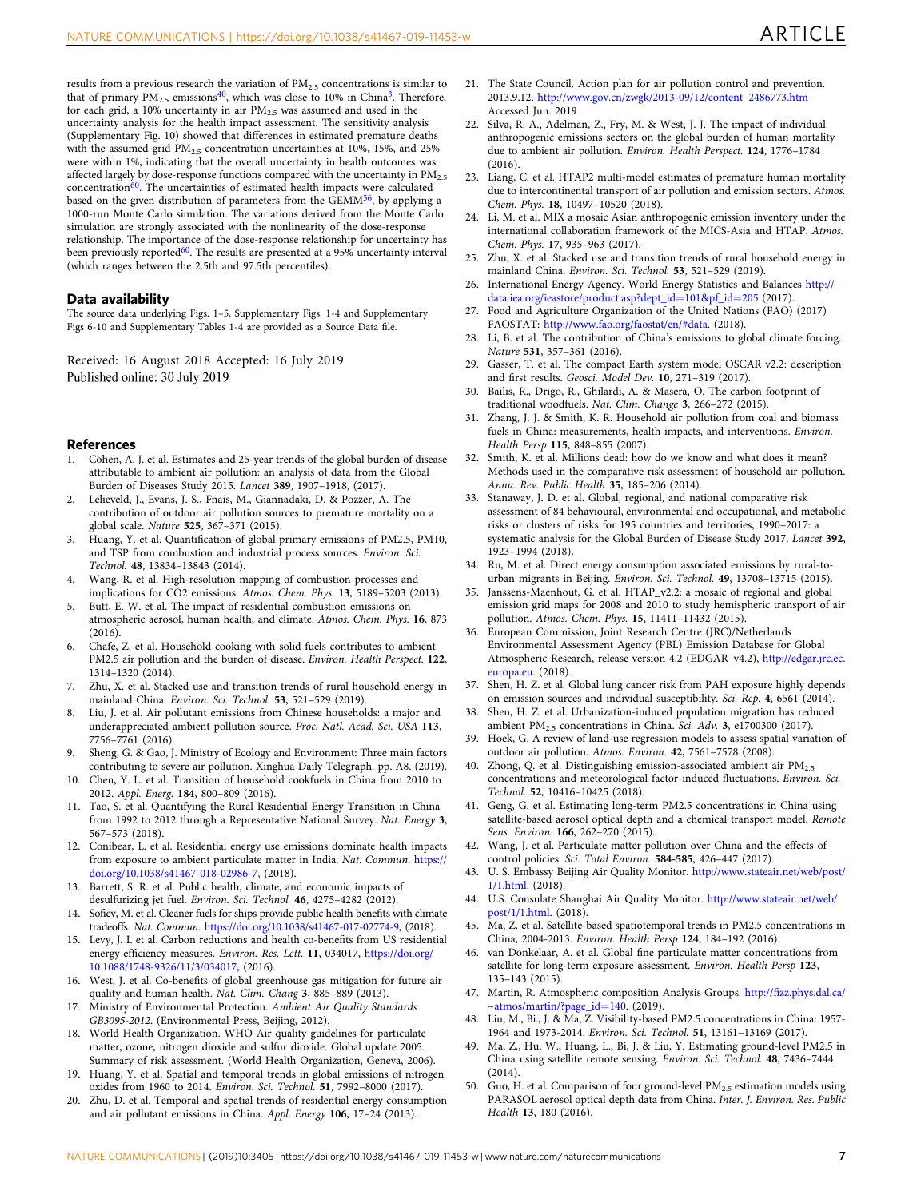results from a previous research the variation of $PM_{2.5}$ concentrations is similar to that of primary $PM_{2.5}$ emissions[40], which was close to 10% in China[3]. Therefore, for each grid, a 10% uncertainty in air $PM_{2.5}$ was assumed and used in the uncertainty analysis for the health impact assessment. The sensitivity analysis (Supplementary Fig. 10) showed that differences in estimated premature deaths with the assumed grid $PM_{2.5}$ concentration uncertainties at 10%, 15%, and 25% were within 1%, indicating that the overall uncertainty in health outcomes was affected largely by dose-response functions compared with the uncertainty in $PM_{2.5}$ concentration[60]. The uncertainties of estimated health impacts were calculated based on the given distribution of parameters from the GEMM[56], by applying a 1000-run Monte Carlo simulation. The variations derived from the Monte Carlo simulation are strongly associated with the nonlinearity of the dose-response relationship. The importance of the dose-response relationship for uncertainty has been previously reported[60]. The results are presented at a 95% uncertainty interval (which ranges between the 2.5th and 97.5th percentiles).

## Data availability

The source data underlying Figs. 1–5, Supplementary Figs. 1-4 and Supplementary Figs 6-10 and Supplementary Tables 1-4 are provided as a Source Data file.

Received: 16 August 2018 Accepted: 16 July 2019
Published online: 30 July 2019

## References

1. Cohen, A. J. et al. Estimates and 25-year trends of the global burden of disease attributable to ambient air pollution: an analysis of data from the Global Burden of Diseases Study 2015. *Lancet* **389**, 1907–1918, (2017).
2. Lelieveld, J., Evans, J. S., Fnais, M., Giannadaki, D. & Pozzer, A. The contribution of outdoor air pollution sources to premature mortality on a global scale. *Nature* **525**, 367–371 (2015).
3. Huang, Y. et al. Quantification of global primary emissions of PM2.5, PM10, and TSP from combustion and industrial process sources. *Environ. Sci. Technol.* **48**, 13834–13843 (2014).
4. Wang, R. et al. High-resolution mapping of combustion processes and implications for CO2 emissions. *Atmos. Chem. Phys.* **13**, 5189–5203 (2013).
5. Butt, E. W. et al. The impact of residential combustion emissions on atmospheric aerosol, human health, and climate. *Atmos. Chem. Phys.* **16**, 873 (2016).
6. Chafe, Z. et al. Household cooking with solid fuels contributes to ambient PM2.5 air pollution and the burden of disease. *Environ. Health Perspect.* **122**, 1314–1320 (2014).
7. Zhu, X. et al. Stacked use and transition trends of rural household energy in mainland China. *Environ. Sci. Technol.* **53**, 521–529 (2019).
8. Liu, J. et al. Air pollutant emissions from Chinese households: a major and underappreciated ambient pollution source. *Proc. Natl. Acad. Sci. USA* **113**, 7756–7761 (2016).
9. Sheng, G. & Gao, J. Ministry of Ecology and Environment: Three main factors contributing to severe air pollution. Xinghua Daily Telegraph. pp. A8. (2019).
10. Chen, Y. L. et al. Transition of household cookfuels in China from 2010 to 2012. *Appl. Energ.* **184**, 800–809 (2016).
11. Tao, S. et al. Quantifying the Rural Residential Energy Transition in China from 1992 to 2012 through a Representative National Survey. *Nat. Energy* **3**, 567–573 (2018).
12. Conibear, L. et al. Residential energy use emissions dominate health impacts from exposure to ambient particulate matter in India. *Nat. Commun.* https://doi.org/10.1038/s41467-018-02986-7, (2018).
13. Barrett, S. R. et al. Public health, climate, and economic impacts of desulfurizing jet fuel. *Environ. Sci. Technol.* **46**, 4275–4282 (2012).
14. Sofiev, M. et al. Cleaner fuels for ships provide public health benefits with climate tradeoffs. *Nat. Commun.* https://doi.org/10.1038/s41467-017-02774-9, (2018).
15. Levy, J. I. et al. Carbon reductions and health co-benefits from US residential energy efficiency measures. *Environ. Res. Lett.* **11**, 034017, https://doi.org/10.1088/1748-9326/11/3/034017, (2016).
16. West, J. et al. Co-benefits of global greenhouse gas mitigation for future air quality and human health. *Nat. Clim. Chang* **3**, 885–889 (2013).
17. Ministry of Environmental Protection. *Ambient Air Quality Standards GB3095-2012*. (Environmental Press, Beijing, 2012).
18. World Health Organization. WHO Air quality guidelines for particulate matter, ozone, nitrogen dioxide and sulfur dioxide. Global update 2005. Summary of risk assessment. (World Health Organization, Geneva, 2006).
19. Huang, Y. et al. Spatial and temporal trends in global emissions of nitrogen oxides from 1960 to 2014. *Environ. Sci. Technol.* **51**, 7992–8000 (2017).
20. Zhu, D. et al. Temporal and spatial trends of residential energy consumption and air pollutant emissions in China. *Appl. Energy* **106**, 17–24 (2013).
21. The State Council. Action plan for air pollution control and prevention. 2013.9.12. http://www.gov.cn/zwgk/2013-09/12/content_2486773.htm Accessed Jun. 2019
22. Silva, R. A., Adelman, Z., Fry, M. & West, J. J. The impact of individual anthropogenic emissions sectors on the global burden of human mortality due to ambient air pollution. *Environ. Health Perspect.* **124**, 1776–1784 (2016).
23. Liang, C. et al. HTAP2 multi-model estimates of premature human mortality due to intercontinental transport of air pollution and emission sectors. *Atmos. Chem. Phys.* **18**, 10497–10520 (2018).
24. Li, M. et al. MIX a mosaic Asian anthropogenic emission inventory under the international collaboration framework of the MICS-Asia and HTAP. *Atmos. Chem. Phys.* **17**, 935–963 (2017).
25. Zhu, X. et al. Stacked use and transition trends of rural household energy in mainland China. *Environ. Sci. Technol.* **53**, 521–529 (2019).
26. International Energy Agency. World Energy Statistics and Balances http://data.iea.org/ieastore/product.asp?dept_id=101&pf_id=205 (2017).
27. Food and Agriculture Organization of the United Nations (FAO) (2017) FAOSTAT: http://www.fao.org/faostat/en/#data. (2018).
28. Li, B. et al. The contribution of China's emissions to global climate forcing. *Nature* **531**, 357–361 (2016).
29. Gasser, T. et al. The compact Earth system model OSCAR v2.2: description and first results. *Geosci. Model Dev.* **10**, 271–319 (2017).
30. Bailis, R., Drigo, R., Ghilardi, A. & Masera, O. The carbon footprint of traditional woodfuels. *Nat. Clim. Change* **3**, 266–272 (2015).
31. Zhang, J. J. & Smith, K. R. Household air pollution from coal and biomass fuels in China: measurements, health impacts, and interventions. *Environ. Health Persp* **115**, 848–855 (2007).
32. Smith, K. et al. Millions dead: how do we know and what does it mean? Methods used in the comparative risk assessment of household air pollution. *Annu. Rev. Public Health* **35**, 185–206 (2014).
33. Stanaway, J. D. et al. Global, regional, and national comparative risk assessment of 84 behavioural, environmental and occupational, and metabolic risks or clusters of risks for 195 countries and territories, 1990–2017: a systematic analysis for the Global Burden of Disease Study 2017. *Lancet* **392**, 1923–1994 (2018).
34. Ru, M. et al. Direct energy consumption associated emissions by rural-to-urban migrants in Beijing. *Environ. Sci. Technol.* **49**, 13708–13715 (2015).
35. Janssens-Maenhout, G. et al. HTAP_v2.2: a mosaic of regional and global emission grid maps for 2008 and 2010 to study hemispheric transport of air pollution. *Atmos. Chem. Phys.* **15**, 11411–11432 (2015).
36. European Commission, Joint Research Centre (JRC)/Netherlands Environmental Assessment Agency (PBL) Emission Database for Global Atmospheric Research, release version 4.2 (EDGAR_v4.2), http://edgar.jrc.ec.europa.eu. (2018).
37. Shen, H. Z. et al. Global lung cancer risk from PAH exposure highly depends on emission sources and individual susceptibility. *Sci. Rep.* **4**, 6561 (2014).
38. Shen, H. Z. et al. Urbanization-induced population migration has reduced ambient $PM_{2.5}$ concentrations in China. *Sci. Adv.* **3**, e1700300 (2017).
39. Hoek, G. A review of land-use regression models to assess spatial variation of outdoor air pollution. *Atmos. Environ.* **42**, 7561–7578 (2008).
40. Zhong, Q. et al. Distinguishing emission-associated ambient air $PM_{2.5}$ concentrations and meteorological factor-induced fluctuations. *Environ. Sci. Technol.* **52**, 10416–10425 (2018).
41. Geng, G. et al. Estimating long-term PM2.5 concentrations in China using satellite-based aerosol optical depth and a chemical transport model. *Remote Sens. Environ.* **166**, 262–270 (2015).
42. Wang, J. et al. Particulate matter pollution over China and the effects of control policies. *Sci. Total Environ.* **584-585**, 426–447 (2017).
43. U. S. Embassy Beijing Air Quality Monitor. http://www.stateair.net/web/post/1/1.html. (2018).
44. U.S. Consulate Shanghai Air Quality Monitor. http://www.stateair.net/web/post/1/1.html. (2018).
45. Ma, Z. et al. Satellite-based spatiotemporal trends in PM2.5 concentrations in China, 2004-2013. *Environ. Health Persp* **124**, 184–192 (2016).
46. van Donkelaar, A. et al. Global fine particulate matter concentrations from satellite for long-term exposure assessment. *Environ. Health Persp* **123**, 135–143 (2015).
47. Martin, R. Atmospheric composition Analysis Groups. http://fizz.phys.dal.ca/~atmos/martin/?page_id=140. (2019).
48. Liu, M., Bi., J. & Ma, Z. Visibility-based PM2.5 concentrations in China: 1957-1964 and 1973-2014. *Environ. Sci. Technol* **51**, 13161–13169 (2017).
49. Ma, Z., Hu, W., Huang, L., Bi, J. & Liu, Y. Estimating ground-level PM2.5 in China using satellite remote sensing. *Environ. Sci. Technol.* **48**, 7436–7444 (2014).
50. Guo, H. et al. Comparison of four ground-level $PM_{2.5}$ estimation models using PARASOL aerosol optical depth data from China. *Inter. J. Environ. Res. Public Health* **13**, 180 (2016).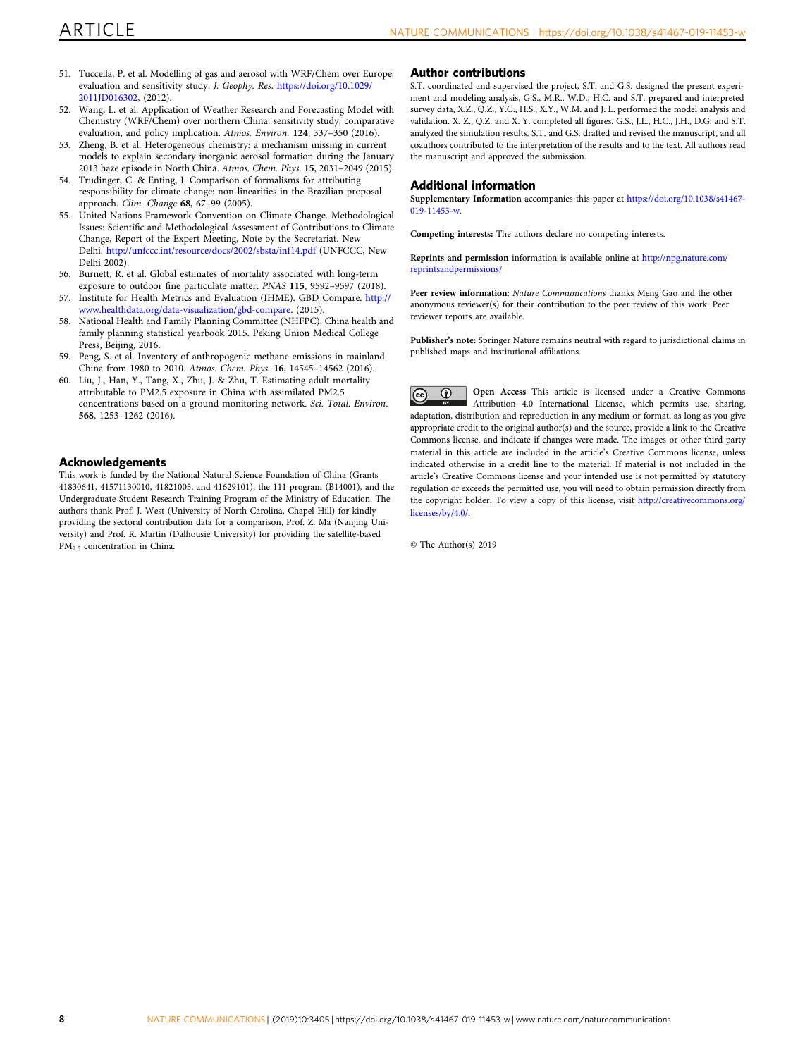51. Tuccella, P. et al. Modelling of gas and aerosol with WRF/Chem over Europe: evaluation and sensitivity study. *J. Geophy. Res.* https://doi.org/10.1029/2011JD016302, (2012).
52. Wang, L. et al. Application of Weather Research and Forecasting Model with Chemistry (WRF/Chem) over northern China: sensitivity study, comparative evaluation, and policy implication. *Atmos. Environ.* **124**, 337–350 (2016).
53. Zheng, B. et al. Heterogeneous chemistry: a mechanism missing in current models to explain secondary inorganic aerosol formation during the January 2013 haze episode in North China. *Atmos. Chem. Phys.* **15**, 2031–2049 (2015).
54. Trudinger, C. & Enting, I. Comparison of formalisms for attributing responsibility for climate change: non-linearities in the Brazilian proposal approach. *Clim. Change* **68**, 67–99 (2005).
55. United Nations Framework Convention on Climate Change. Methodological Issues: Scientific and Methodological Assessment of Contributions to Climate Change, Report of the Expert Meeting, Note by the Secretariat. New Delhi. http://unfccc.int/resource/docs/2002/sbsta/inf14.pdf (UNFCCC, New Delhi 2002).
56. Burnett, R. et al. Global estimates of mortality associated with long-term exposure to outdoor fine particulate matter. *PNAS* **115**, 9592–9597 (2018).
57. Institute for Health Metrics and Evaluation (IHME). GBD Compare. http://www.healthdata.org/data-visualization/gbd-compare. (2015).
58. National Health and Family Planning Committee (NHFPC). China health and family planning statistical yearbook 2015. Peking Union Medical College Press, Beijing, 2016.
59. Peng, S. et al. Inventory of anthropogenic methane emissions in mainland China from 1980 to 2010. *Atmos. Chem. Phys.* **16**, 14545–14562 (2016).
60. Liu, J., Han, Y., Tang, X., Zhu, J. & Zhu, T. Estimating adult mortality attributable to PM2.5 exposure in China with assimilated PM2.5 concentrations based on a ground monitoring network. *Sci. Total. Environ.* **568**, 1253–1262 (2016).

## Acknowledgements

This work is funded by the National Natural Science Foundation of China (Grants 41830641, 41571130010, 41821005, and 41629101), the 111 program (B14001), and the Undergraduate Student Research Training Program of the Ministry of Education. The authors thank Prof. J. West (University of North Carolina, Chapel Hill) for kindly providing the sectoral contribution data for a comparison, Prof. Z. Ma (Nanjing University) and Prof. R. Martin (Dalhousie University) for providing the satellite-based $PM_{2.5}$ concentration in China.

## Author contributions

S.T. coordinated and supervised the project, S.T. and G.S. designed the present experiment and modeling analysis, G.S., M.R., W.D., H.C. and S.T. prepared and interpreted survey data, X.Z., Q.Z., Y.C., H.S., X.Y., W.M. and J. L. performed the model analysis and validation. X. Z., Q.Z. and X. Y. completed all figures. G.S., J.L., H.C., J.H., D.G. and S.T. analyzed the simulation results. S.T. and G.S. drafted and revised the manuscript, and all coauthors contributed to the interpretation of the results and to the text. All authors read the manuscript and approved the submission.

## Additional information

**Supplementary Information** accompanies this paper at https://doi.org/10.1038/s41467-019-11453-w.

**Competing interests:** The authors declare no competing interests.

**Reprints and permission** information is available online at http://npg.nature.com/reprintsandpermissions/

**Peer review information**: *Nature Communications* thanks Meng Gao and the other anonymous reviewer(s) for their contribution to the peer review of this work. Peer reviewer reports are available.

**Publisher's note:** Springer Nature remains neutral with regard to jurisdictional claims in published maps and institutional affiliations.

**Open Access** This article is licensed under a Creative Commons Attribution 4.0 International License, which permits use, sharing, adaptation, distribution and reproduction in any medium or format, as long as you give appropriate credit to the original author(s) and the source, provide a link to the Creative Commons license, and indicate if changes were made. The images or other third party material in this article are included in the article's Creative Commons license, unless indicated otherwise in a credit line to the material. If material is not included in the article's Creative Commons license and your intended use is not permitted by statutory regulation or exceeds the permitted use, you will need to obtain permission directly from the copyright holder. To view a copy of this license, visit http://creativecommons.org/licenses/by/4.0/.

© The Author(s) 2019